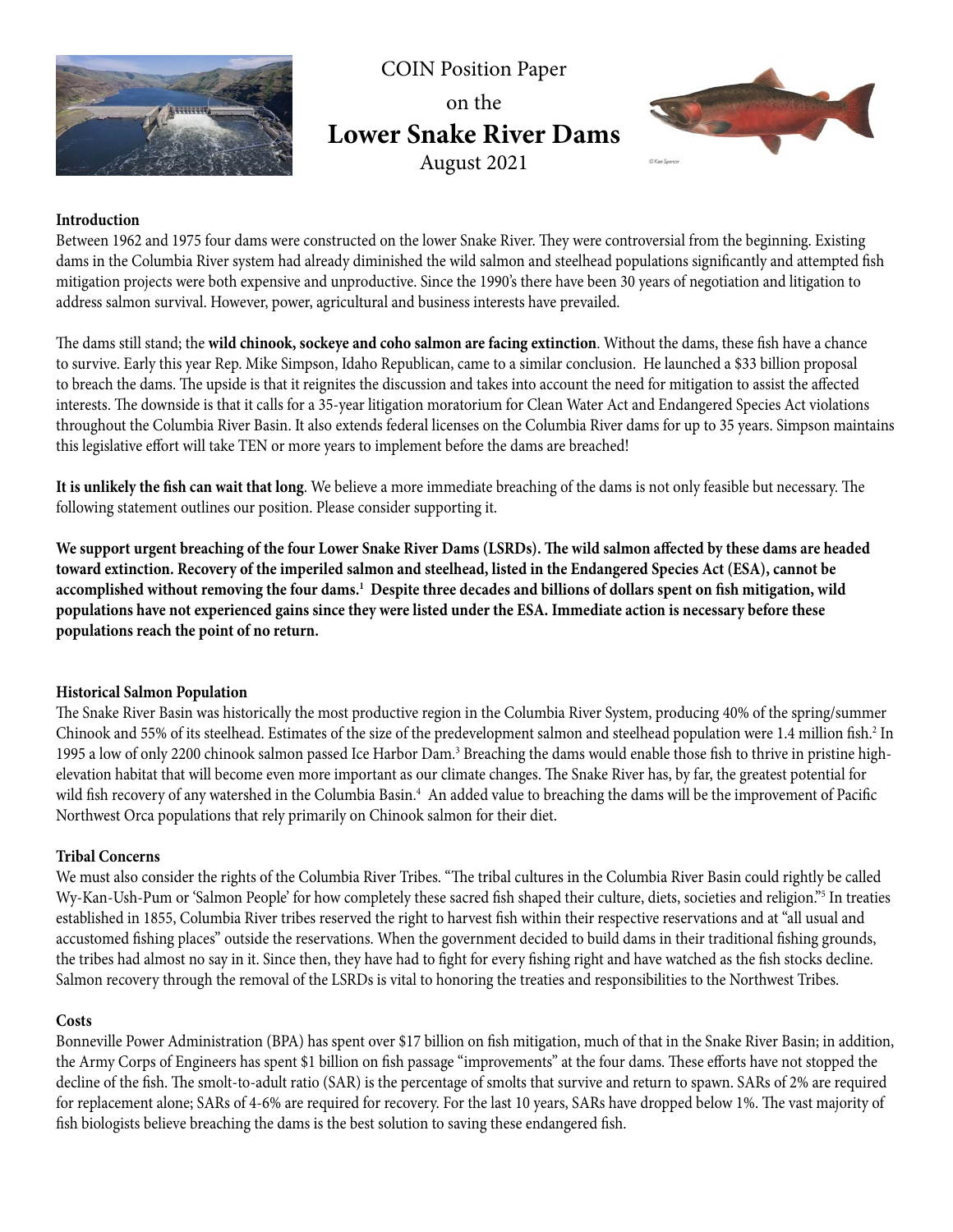# COIN Position Paper on the **Lower Snake River Dams**

August 2021

© Kate Spencer

**Introduction**

Between 1962 and 1975 four dams were constructed on the lower Snake River. They were controversial from the beginning. Existing dams in the Columbia River system had already diminished the wild salmon and steelhead populations significantly and attempted fish mitigation projects were both expensive and unproductive. Since the 1990's there have been 30 years of negotiation and litigation to address salmon survival. However, power, agricultural and business interests have prevailed.

The dams still stand; the **wild chinook, sockeye and coho salmon are facing extinction**. Without the dams, these fish have a chance to survive. Early this year Rep. Mike Simpson, Idaho Republican, came to a similar conclusion. He launched a $33 billion proposal to breach the dams. The upside is that it reignites the discussion and takes into account the need for mitigation to assist the affected interests. The downside is that it calls for a 35-year litigation moratorium for Clean Water Act and Endangered Species Act violations throughout the Columbia River Basin. It also extends federal licenses on the Columbia River dams for up to 35 years. Simpson maintains this legislative effort will take TEN or more years to implement before the dams are breached!

**It is unlikely the fish can wait that long**. We believe a more immediate breaching of the dams is not only feasible but necessary. The following statement outlines our position. Please consider supporting it.

**We support urgent breaching of the four Lower Snake River Dams (LSRDs). The wild salmon affected by these dams are headed toward extinction. Recovery of the imperiled salmon and steelhead, listed in the Endangered Species Act (ESA), cannot be accomplished without removing the four dams.[1] Despite three decades and billions of dollars spent on fish mitigation, wild populations have not experienced gains since they were listed under the ESA. Immediate action is necessary before these populations reach the point of no return.**

**Historical Salmon Population**

The Snake River Basin was historically the most productive region in the Columbia River System, producing 40% of the spring/summer Chinook and 55% of its steelhead. Estimates of the size of the predevelopment salmon and steelhead population were 1.4 million fish.[2] In 1995 a low of only 2200 chinook salmon passed Ice Harbor Dam.[3] Breaching the dams would enable those fish to thrive in pristine high-elevation habitat that will become even more important as our climate changes. The Snake River has, by far, the greatest potential for wild fish recovery of any watershed in the Columbia Basin.[4] An added value to breaching the dams will be the improvement of Pacific Northwest Orca populations that rely primarily on Chinook salmon for their diet.

**Tribal Concerns**

We must also consider the rights of the Columbia River Tribes. "The tribal cultures in the Columbia River Basin could rightly be called Wy-Kan-Ush-Pum or 'Salmon People' for how completely these sacred fish shaped their culture, diets, societies and religion."[5] In treaties established in 1855, Columbia River tribes reserved the right to harvest fish within their respective reservations and at "all usual and accustomed fishing places" outside the reservations. When the government decided to build dams in their traditional fishing grounds, the tribes had almost no say in it. Since then, they have had to fight for every fishing right and have watched as the fish stocks decline. Salmon recovery through the removal of the LSRDs is vital to honoring the treaties and responsibilities to the Northwest Tribes.

**Costs**

Bonneville Power Administration (BPA) has spent over $17 billion on fish mitigation, much of that in the Snake River Basin; in addition, the Army Corps of Engineers has spent $1 billion on fish passage "improvements" at the four dams. These efforts have not stopped the decline of the fish. The smolt-to-adult ratio (SAR) is the percentage of smolts that survive and return to spawn. SARs of 2% are required for replacement alone; SARs of 4-6% are required for recovery. For the last 10 years, SARs have dropped below 1%. The vast majority of fish biologists believe breaching the dams is the best solution to saving these endangered fish.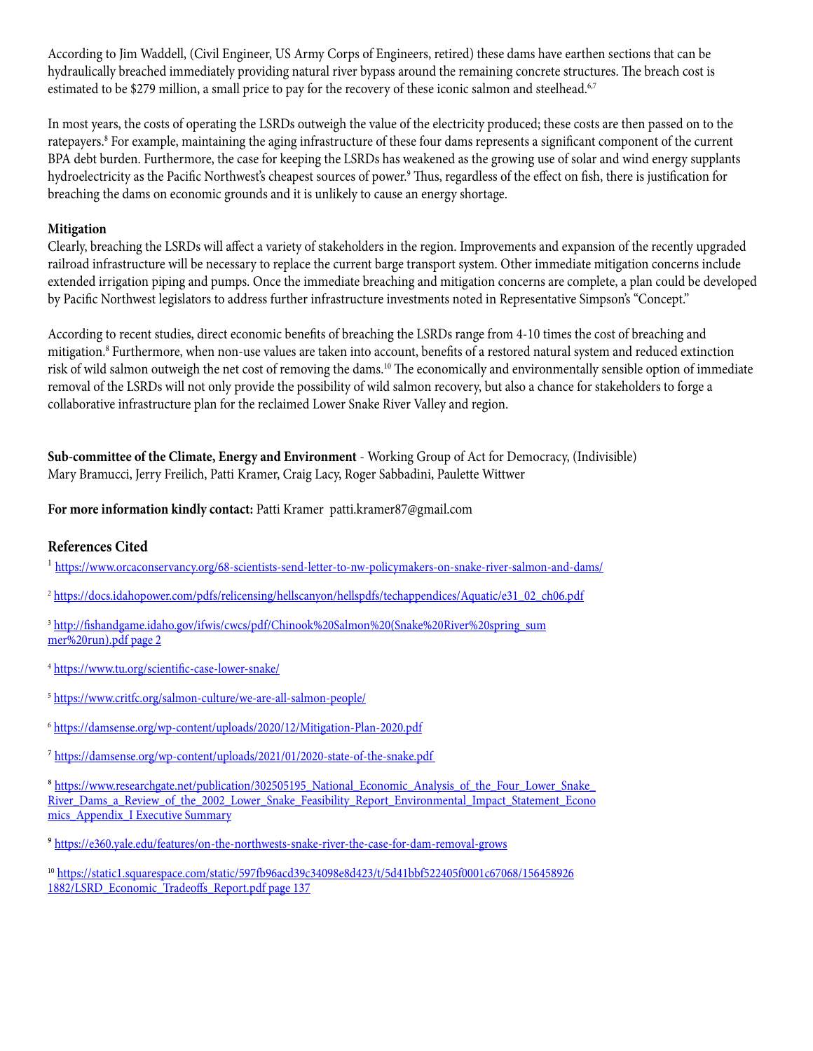According to Jim Waddell, (Civil Engineer, US Army Corps of Engineers, retired) these dams have earthen sections that can be hydraulically breached immediately providing natural river bypass around the remaining concrete structures. The breach cost is estimated to be $279 million, a small price to pay for the recovery of these iconic salmon and steelhead.[6,7]

In most years, the costs of operating the LSRDs outweigh the value of the electricity produced; these costs are then passed on to the ratepayers.[8] For example, maintaining the aging infrastructure of these four dams represents a significant component of the current BPA debt burden. Furthermore, the case for keeping the LSRDs has weakened as the growing use of solar and wind energy supplants hydroelectricity as the Pacific Northwest's cheapest sources of power.[9] Thus, regardless of the effect on fish, there is justification for breaching the dams on economic grounds and it is unlikely to cause an energy shortage.

**Mitigation**

Clearly, breaching the LSRDs will affect a variety of stakeholders in the region. Improvements and expansion of the recently upgraded railroad infrastructure will be necessary to replace the current barge transport system. Other immediate mitigation concerns include extended irrigation piping and pumps. Once the immediate breaching and mitigation concerns are complete, a plan could be developed by Pacific Northwest legislators to address further infrastructure investments noted in Representative Simpson's "Concept."

According to recent studies, direct economic benefits of breaching the LSRDs range from 4-10 times the cost of breaching and mitigation.[8] Furthermore, when non-use values are taken into account, benefits of a restored natural system and reduced extinction risk of wild salmon outweigh the net cost of removing the dams.[10] The economically and environmentally sensible option of immediate removal of the LSRDs will not only provide the possibility of wild salmon recovery, but also a chance for stakeholders to forge a collaborative infrastructure plan for the reclaimed Lower Snake River Valley and region.

**Sub-committee of the Climate, Energy and Environment** - Working Group of Act for Democracy, (Indivisible)
Mary Bramucci, Jerry Freilich, Patti Kramer, Craig Lacy, Roger Sabbadini, Paulette Wittwer

**For more information kindly contact:** Patti Kramer patti.kramer87@gmail.com

## References Cited

[1] https://www.orcaconservancy.org/68-scientists-send-letter-to-nw-policymakers-on-snake-river-salmon-and-dams/

[2] https://docs.idahopower.com/pdfs/relicensing/hellscanyon/hellspdfs/techappendices/Aquatic/e31_02_ch06.pdf

[3] http://fishandgame.idaho.gov/ifwis/cwcs/pdf/Chinook%20Salmon%20(Snake%20River%20spring_summer%20run).pdf page 2

[4] https://www.tu.org/scientific-case-lower-snake/

[5] https://www.critfc.org/salmon-culture/we-are-all-salmon-people/

[6] https://damsense.org/wp-content/uploads/2020/12/Mitigation-Plan-2020.pdf

[7] https://damsense.org/wp-content/uploads/2021/01/2020-state-of-the-snake.pdf

[8] https://www.researchgate.net/publication/302505195_National_Economic_Analysis_of_the_Four_Lower_Snake_River_Dams_a_Review_of_the_2002_Lower_Snake_Feasibility_Report_Environmental_Impact_Statement_Economics_Appendix_I Executive Summary

[9] https://e360.yale.edu/features/on-the-northwests-snake-river-the-case-for-dam-removal-grows

[10] https://static1.squarespace.com/static/597fb96acd39c34098e8d423/t/5d41bbf522405f0001c67068/1564589261882/LSRD_Economic_Tradeoffs_Report.pdf page 137